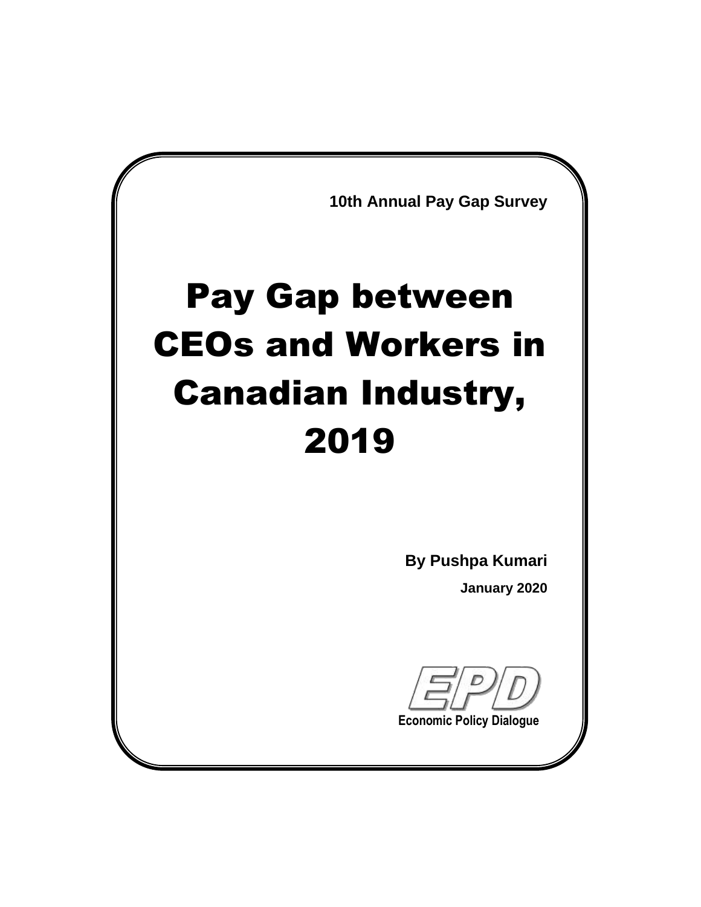**10th Annual Pay Gap Survey**

# Pay Gap between CEOs and Workers in Canadian Industry, 2019

**By Pushpa Kumari**

**January 2020**

EPD

**Economic Policy Dialogue**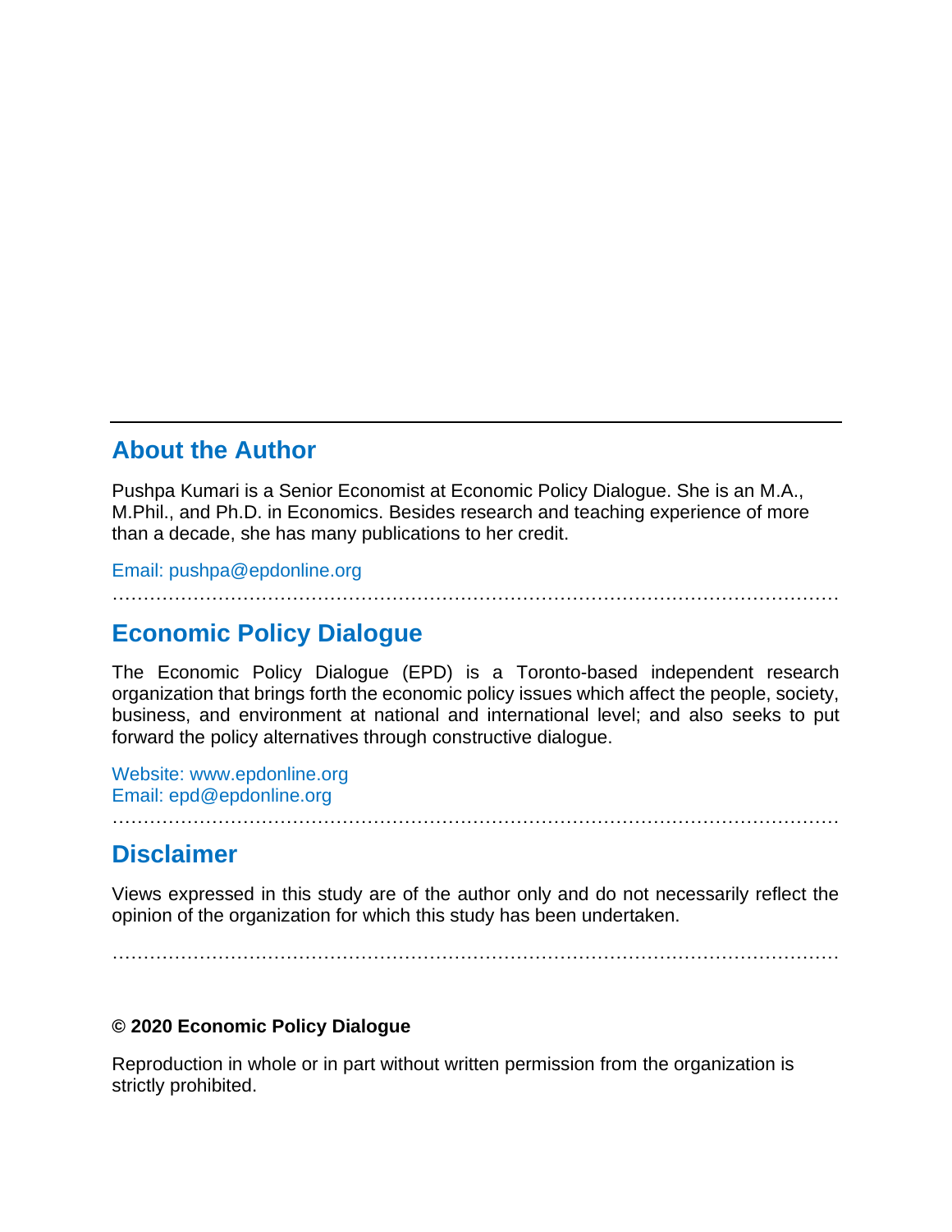---

## About the Author

Pushpa Kumari is a Senior Economist at Economic Policy Dialogue. She is an M.A., M.Phil., and Ph.D. in Economics. Besides research and teaching experience of more than a decade, she has many publications to her credit.

Email: pushpa@epdonline.org

…………………………………………………………………………………………………………

## Economic Policy Dialogue

The Economic Policy Dialogue (EPD) is a Toronto-based independent research organization that brings forth the economic policy issues which affect the people, society, business, and environment at national and international level; and also seeks to put forward the policy alternatives through constructive dialogue.

Website: www.epdonline.org
Email: epd@epdonline.org

…………………………………………………………………………………………………………

## Disclaimer

Views expressed in this study are of the author only and do not necessarily reflect the opinion of the organization for which this study has been undertaken.

…………………………………………………………………………………………………………

**© 2020 Economic Policy Dialogue**

Reproduction in whole or in part without written permission from the organization is strictly prohibited.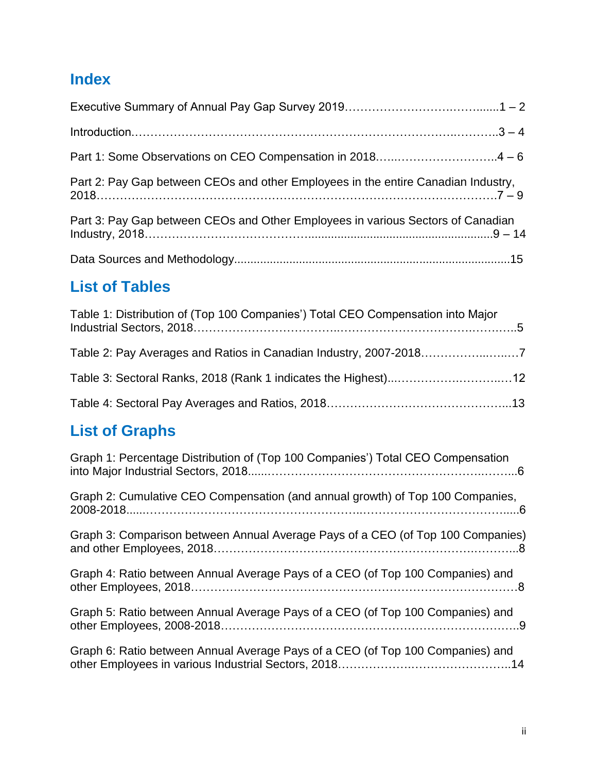## Index

Executive Summary of Annual Pay Gap Survey 2019……………………….……......1 – 2

Introduction…………………………………………………………………….………..3 – 4

Part 1: Some Observations on CEO Compensation in 2018…...……………………..4 – 6

Part 2: Pay Gap between CEOs and other Employees in the entire Canadian Industry, 2018……………………………………………………………………………………….7 – 9

Part 3: Pay Gap between CEOs and Other Employees in various Sectors of Canadian Industry, 2018……………………………….........................................................9 – 14

Data Sources and Methodology....................................................................................15

## List of Tables

Table 1: Distribution of (Top 100 Companies') Total CEO Compensation into Major Industrial Sectors, 2018……………………………..……………………………….…….5

Table 2: Pay Averages and Ratios in Canadian Industry, 2007-2018…………….…..…7

Table 3: Sectoral Ranks, 2018 (Rank 1 indicates the Highest)...…………….………..…12

Table 4: Sectoral Pay Averages and Ratios, 2018……………………………………...13

## List of Graphs

Graph 1: Percentage Distribution of (Top 100 Companies') Total CEO Compensation into Major Industrial Sectors, 2018......…………………………………………...……...6

Graph 2: Cumulative CEO Compensation (and annual growth) of Top 100 Companies, 2008-2018......……………………………………………..………………………………....6

Graph 3: Comparison between Annual Average Pays of a CEO (of Top 100 Companies) and other Employees, 2018…………………………………………………….………..8

Graph 4: Ratio between Annual Average Pays of a CEO (of Top 100 Companies) and other Employees, 2018……………………………………………………………………8

Graph 5: Ratio between Annual Average Pays of a CEO (of Top 100 Companies) and other Employees, 2008-2018……………………………………………………………..9

Graph 6: Ratio between Annual Average Pays of a CEO (of Top 100 Companies) and other Employees in various Industrial Sectors, 2018……………….……………………..14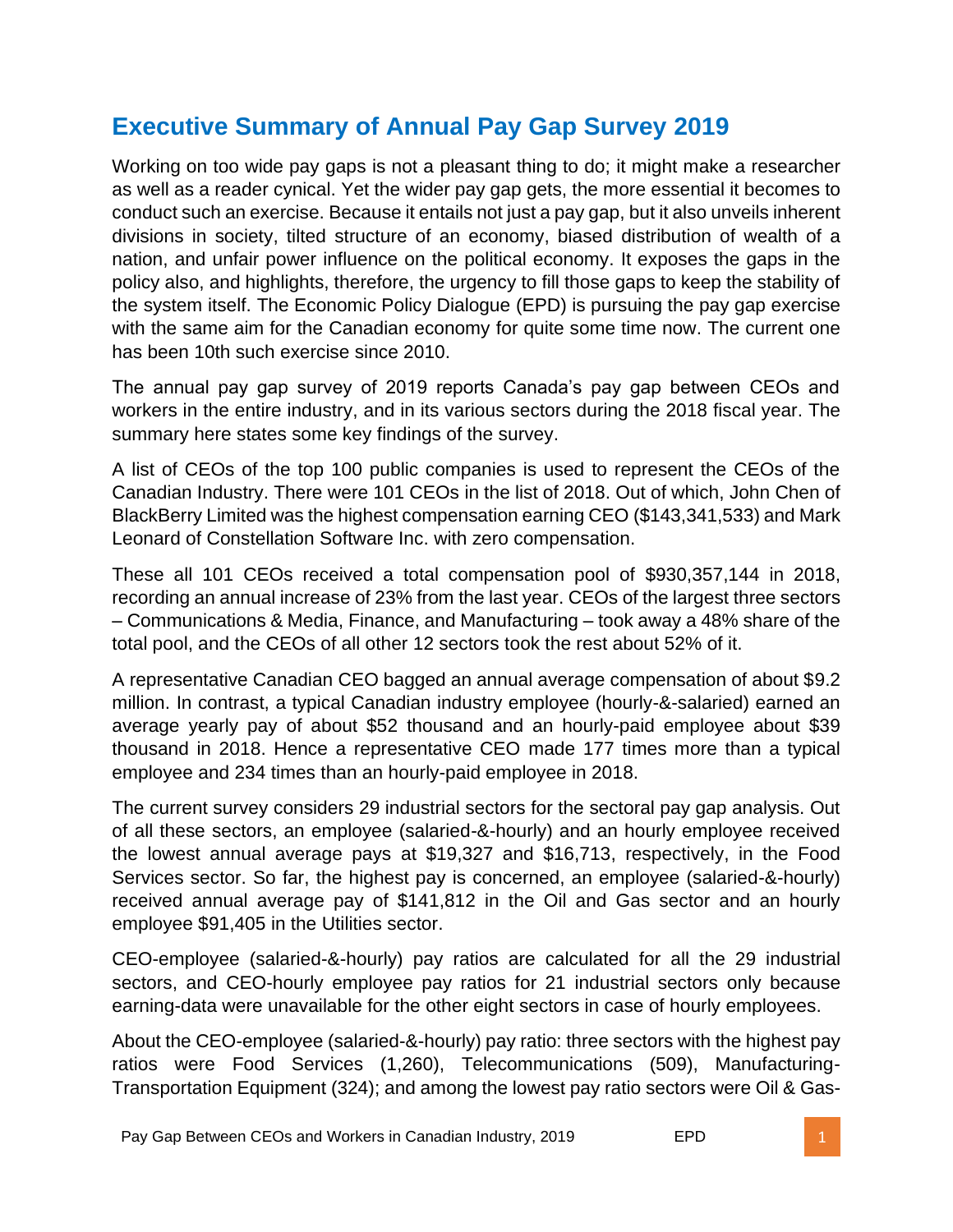# Executive Summary of Annual Pay Gap Survey 2019

Working on too wide pay gaps is not a pleasant thing to do; it might make a researcher as well as a reader cynical. Yet the wider pay gap gets, the more essential it becomes to conduct such an exercise. Because it entails not just a pay gap, but it also unveils inherent divisions in society, tilted structure of an economy, biased distribution of wealth of a nation, and unfair power influence on the political economy. It exposes the gaps in the policy also, and highlights, therefore, the urgency to fill those gaps to keep the stability of the system itself. The Economic Policy Dialogue (EPD) is pursuing the pay gap exercise with the same aim for the Canadian economy for quite some time now. The current one has been 10th such exercise since 2010.

The annual pay gap survey of 2019 reports Canada's pay gap between CEOs and workers in the entire industry, and in its various sectors during the 2018 fiscal year. The summary here states some key findings of the survey.

A list of CEOs of the top 100 public companies is used to represent the CEOs of the Canadian Industry. There were 101 CEOs in the list of 2018. Out of which, John Chen of BlackBerry Limited was the highest compensation earning CEO ($143,341,533) and Mark Leonard of Constellation Software Inc. with zero compensation.

These all 101 CEOs received a total compensation pool of $930,357,144 in 2018, recording an annual increase of 23% from the last year. CEOs of the largest three sectors – Communications & Media, Finance, and Manufacturing – took away a 48% share of the total pool, and the CEOs of all other 12 sectors took the rest about 52% of it.

A representative Canadian CEO bagged an annual average compensation of about $9.2 million. In contrast, a typical Canadian industry employee (hourly-&-salaried) earned an average yearly pay of about $52 thousand and an hourly-paid employee about $39 thousand in 2018. Hence a representative CEO made 177 times more than a typical employee and 234 times than an hourly-paid employee in 2018.

The current survey considers 29 industrial sectors for the sectoral pay gap analysis. Out of all these sectors, an employee (salaried-&-hourly) and an hourly employee received the lowest annual average pays at $19,327 and $16,713, respectively, in the Food Services sector. So far, the highest pay is concerned, an employee (salaried-&-hourly) received annual average pay of $141,812 in the Oil and Gas sector and an hourly employee $91,405 in the Utilities sector.

CEO-employee (salaried-&-hourly) pay ratios are calculated for all the 29 industrial sectors, and CEO-hourly employee pay ratios for 21 industrial sectors only because earning-data were unavailable for the other eight sectors in case of hourly employees.

About the CEO-employee (salaried-&-hourly) pay ratio: three sectors with the highest pay ratios were Food Services (1,260), Telecommunications (509), Manufacturing-Transportation Equipment (324); and among the lowest pay ratio sectors were Oil & Gas-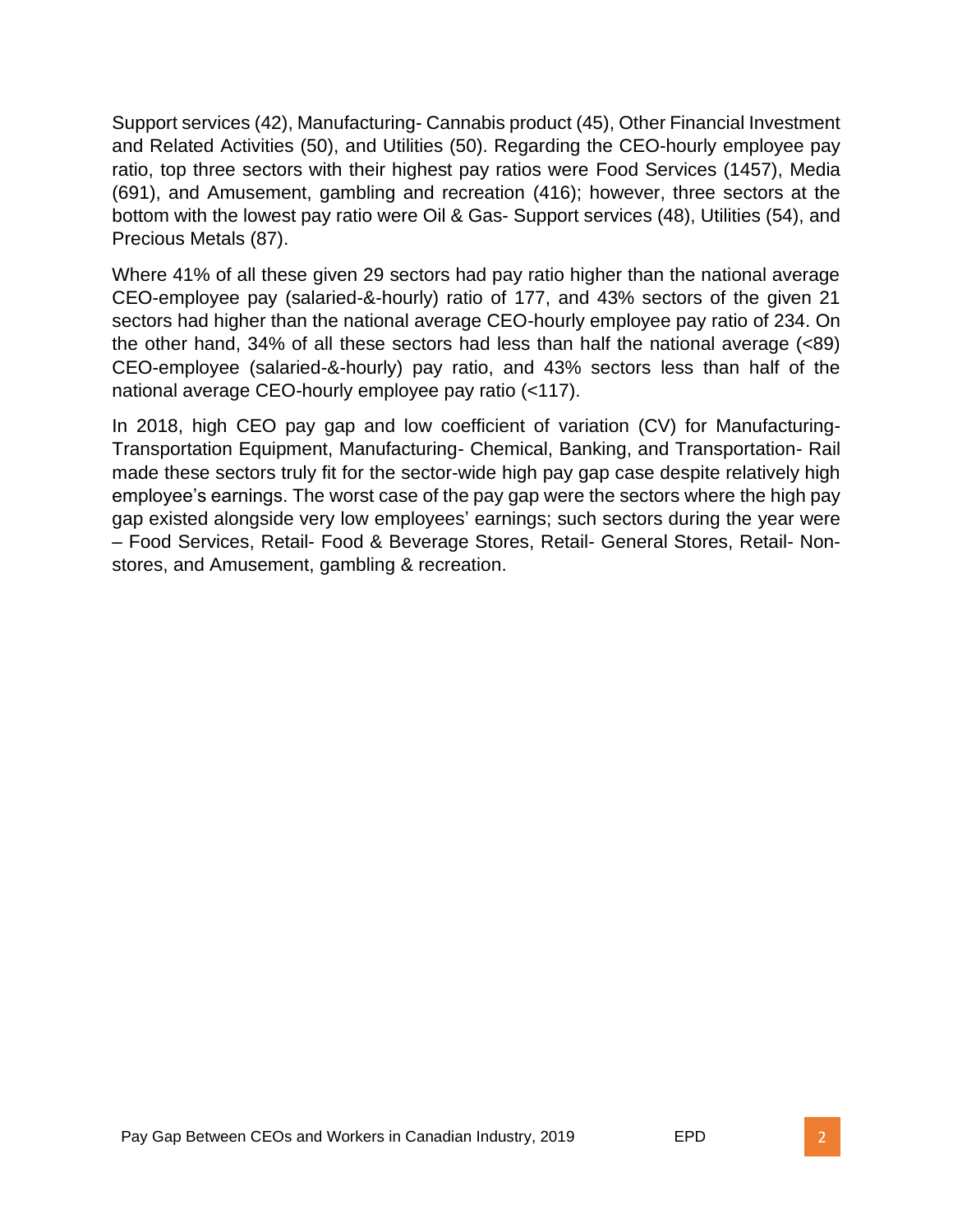Support services (42), Manufacturing- Cannabis product (45), Other Financial Investment and Related Activities (50), and Utilities (50). Regarding the CEO-hourly employee pay ratio, top three sectors with their highest pay ratios were Food Services (1457), Media (691), and Amusement, gambling and recreation (416); however, three sectors at the bottom with the lowest pay ratio were Oil & Gas- Support services (48), Utilities (54), and Precious Metals (87).

Where 41% of all these given 29 sectors had pay ratio higher than the national average CEO-employee pay (salaried-&-hourly) ratio of 177, and 43% sectors of the given 21 sectors had higher than the national average CEO-hourly employee pay ratio of 234. On the other hand, 34% of all these sectors had less than half the national average (<89) CEO-employee (salaried-&-hourly) pay ratio, and 43% sectors less than half of the national average CEO-hourly employee pay ratio (<117).

In 2018, high CEO pay gap and low coefficient of variation (CV) for Manufacturing- Transportation Equipment, Manufacturing- Chemical, Banking, and Transportation- Rail made these sectors truly fit for the sector-wide high pay gap case despite relatively high employee's earnings. The worst case of the pay gap were the sectors where the high pay gap existed alongside very low employees' earnings; such sectors during the year were – Food Services, Retail- Food & Beverage Stores, Retail- General Stores, Retail- Non-stores, and Amusement, gambling & recreation.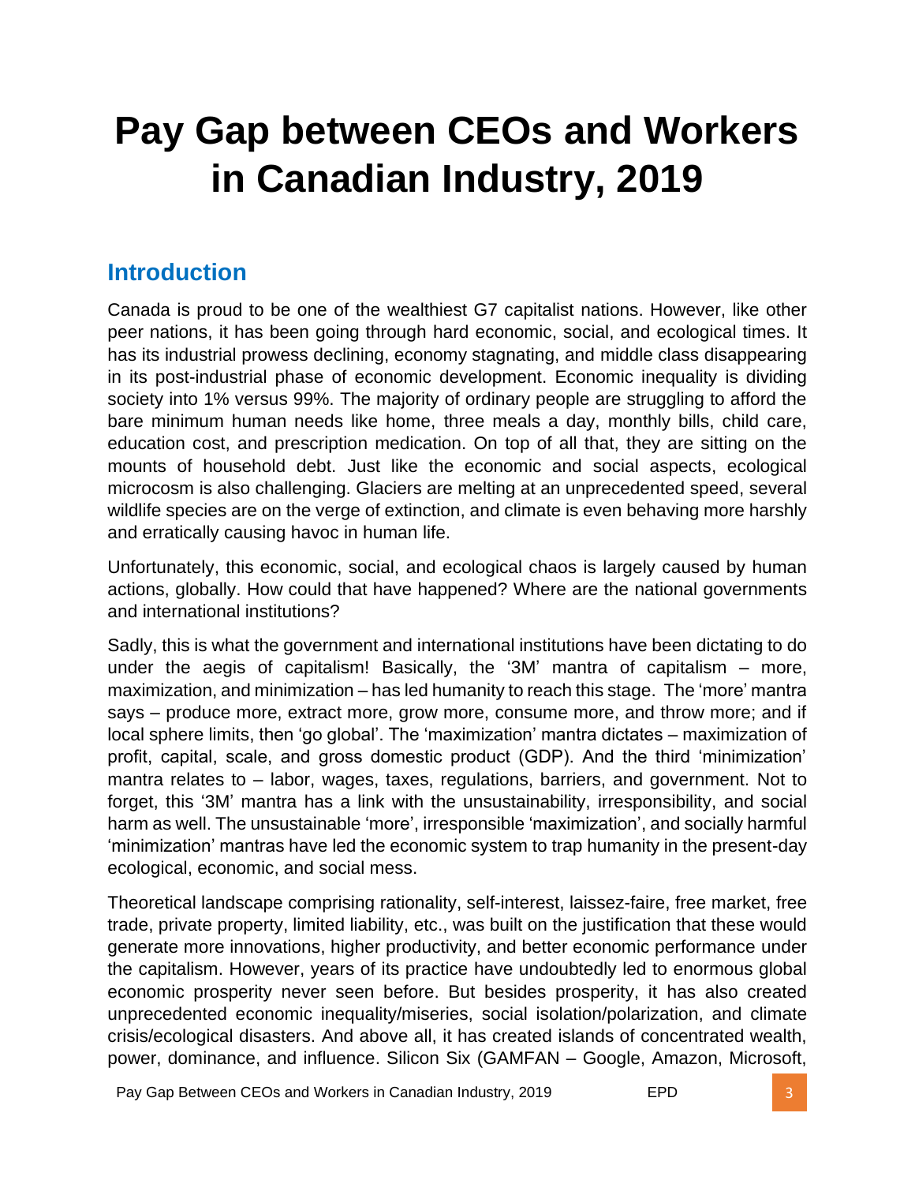# Pay Gap between CEOs and Workers in Canadian Industry, 2019

## Introduction

Canada is proud to be one of the wealthiest G7 capitalist nations. However, like other peer nations, it has been going through hard economic, social, and ecological times. It has its industrial prowess declining, economy stagnating, and middle class disappearing in its post-industrial phase of economic development. Economic inequality is dividing society into 1% versus 99%. The majority of ordinary people are struggling to afford the bare minimum human needs like home, three meals a day, monthly bills, child care, education cost, and prescription medication. On top of all that, they are sitting on the mounts of household debt. Just like the economic and social aspects, ecological microcosm is also challenging. Glaciers are melting at an unprecedented speed, several wildlife species are on the verge of extinction, and climate is even behaving more harshly and erratically causing havoc in human life.

Unfortunately, this economic, social, and ecological chaos is largely caused by human actions, globally. How could that have happened? Where are the national governments and international institutions?

Sadly, this is what the government and international institutions have been dictating to do under the aegis of capitalism! Basically, the '3M' mantra of capitalism – more, maximization, and minimization – has led humanity to reach this stage. The 'more' mantra says – produce more, extract more, grow more, consume more, and throw more; and if local sphere limits, then 'go global'. The 'maximization' mantra dictates – maximization of profit, capital, scale, and gross domestic product (GDP). And the third 'minimization' mantra relates to – labor, wages, taxes, regulations, barriers, and government. Not to forget, this '3M' mantra has a link with the unsustainability, irresponsibility, and social harm as well. The unsustainable 'more', irresponsible 'maximization', and socially harmful 'minimization' mantras have led the economic system to trap humanity in the present-day ecological, economic, and social mess.

Theoretical landscape comprising rationality, self-interest, laissez-faire, free market, free trade, private property, limited liability, etc., was built on the justification that these would generate more innovations, higher productivity, and better economic performance under the capitalism. However, years of its practice have undoubtedly led to enormous global economic prosperity never seen before. But besides prosperity, it has also created unprecedented economic inequality/miseries, social isolation/polarization, and climate crisis/ecological disasters. And above all, it has created islands of concentrated wealth, power, dominance, and influence. Silicon Six (GAMFAN – Google, Amazon, Microsoft,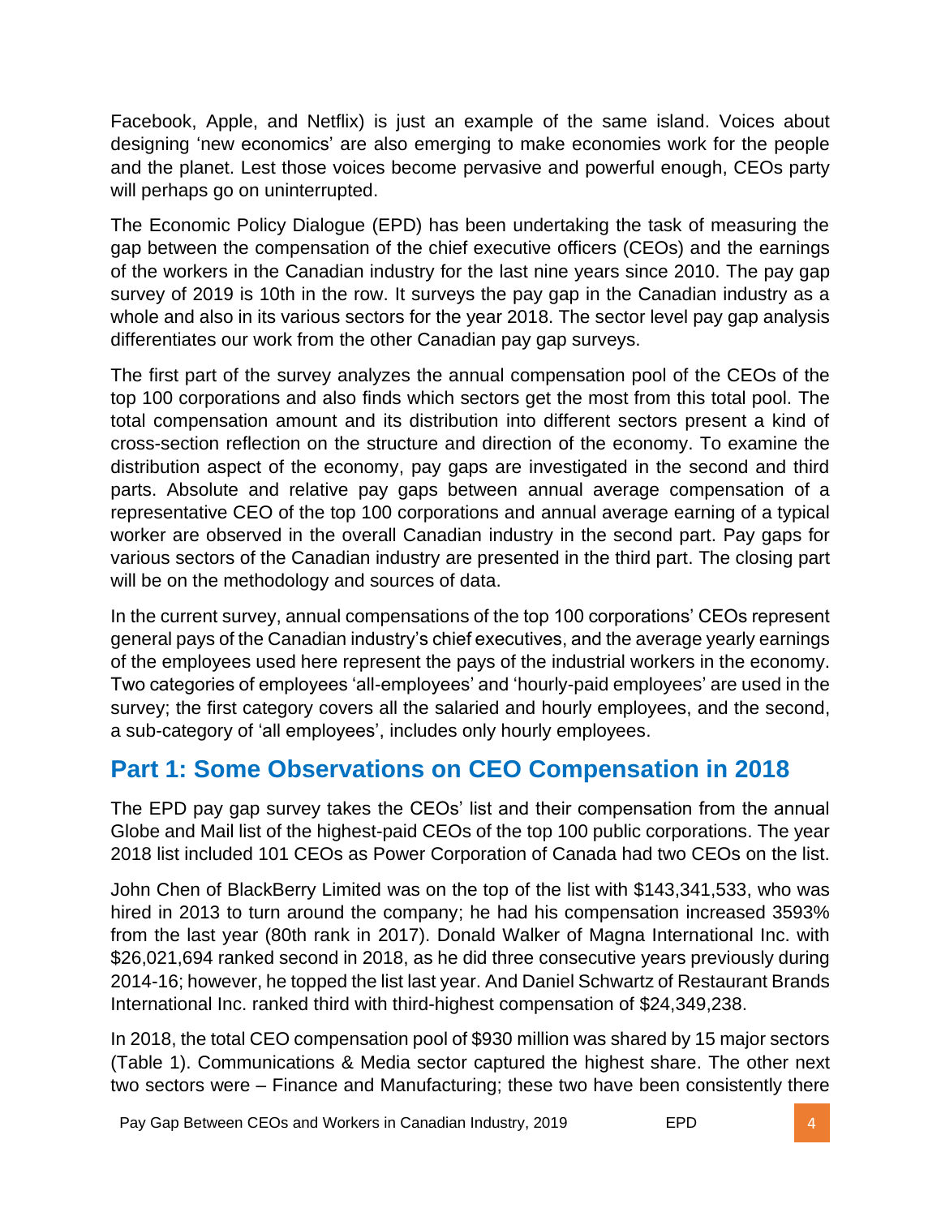Facebook, Apple, and Netflix) is just an example of the same island. Voices about designing 'new economics' are also emerging to make economies work for the people and the planet. Lest those voices become pervasive and powerful enough, CEOs party will perhaps go on uninterrupted.

The Economic Policy Dialogue (EPD) has been undertaking the task of measuring the gap between the compensation of the chief executive officers (CEOs) and the earnings of the workers in the Canadian industry for the last nine years since 2010. The pay gap survey of 2019 is 10th in the row. It surveys the pay gap in the Canadian industry as a whole and also in its various sectors for the year 2018. The sector level pay gap analysis differentiates our work from the other Canadian pay gap surveys.

The first part of the survey analyzes the annual compensation pool of the CEOs of the top 100 corporations and also finds which sectors get the most from this total pool. The total compensation amount and its distribution into different sectors present a kind of cross-section reflection on the structure and direction of the economy. To examine the distribution aspect of the economy, pay gaps are investigated in the second and third parts. Absolute and relative pay gaps between annual average compensation of a representative CEO of the top 100 corporations and annual average earning of a typical worker are observed in the overall Canadian industry in the second part. Pay gaps for various sectors of the Canadian industry are presented in the third part. The closing part will be on the methodology and sources of data.

In the current survey, annual compensations of the top 100 corporations' CEOs represent general pays of the Canadian industry's chief executives, and the average yearly earnings of the employees used here represent the pays of the industrial workers in the economy. Two categories of employees 'all-employees' and 'hourly-paid employees' are used in the survey; the first category covers all the salaried and hourly employees, and the second, a sub-category of 'all employees', includes only hourly employees.

## Part 1: Some Observations on CEO Compensation in 2018

The EPD pay gap survey takes the CEOs' list and their compensation from the annual Globe and Mail list of the highest-paid CEOs of the top 100 public corporations. The year 2018 list included 101 CEOs as Power Corporation of Canada had two CEOs on the list.

John Chen of BlackBerry Limited was on the top of the list with $143,341,533, who was hired in 2013 to turn around the company; he had his compensation increased 3593% from the last year (80th rank in 2017). Donald Walker of Magna International Inc. with $26,021,694 ranked second in 2018, as he did three consecutive years previously during 2014-16; however, he topped the list last year. And Daniel Schwartz of Restaurant Brands International Inc. ranked third with third-highest compensation of $24,349,238.

In 2018, the total CEO compensation pool of $930 million was shared by 15 major sectors (Table 1). Communications & Media sector captured the highest share. The other next two sectors were – Finance and Manufacturing; these two have been consistently there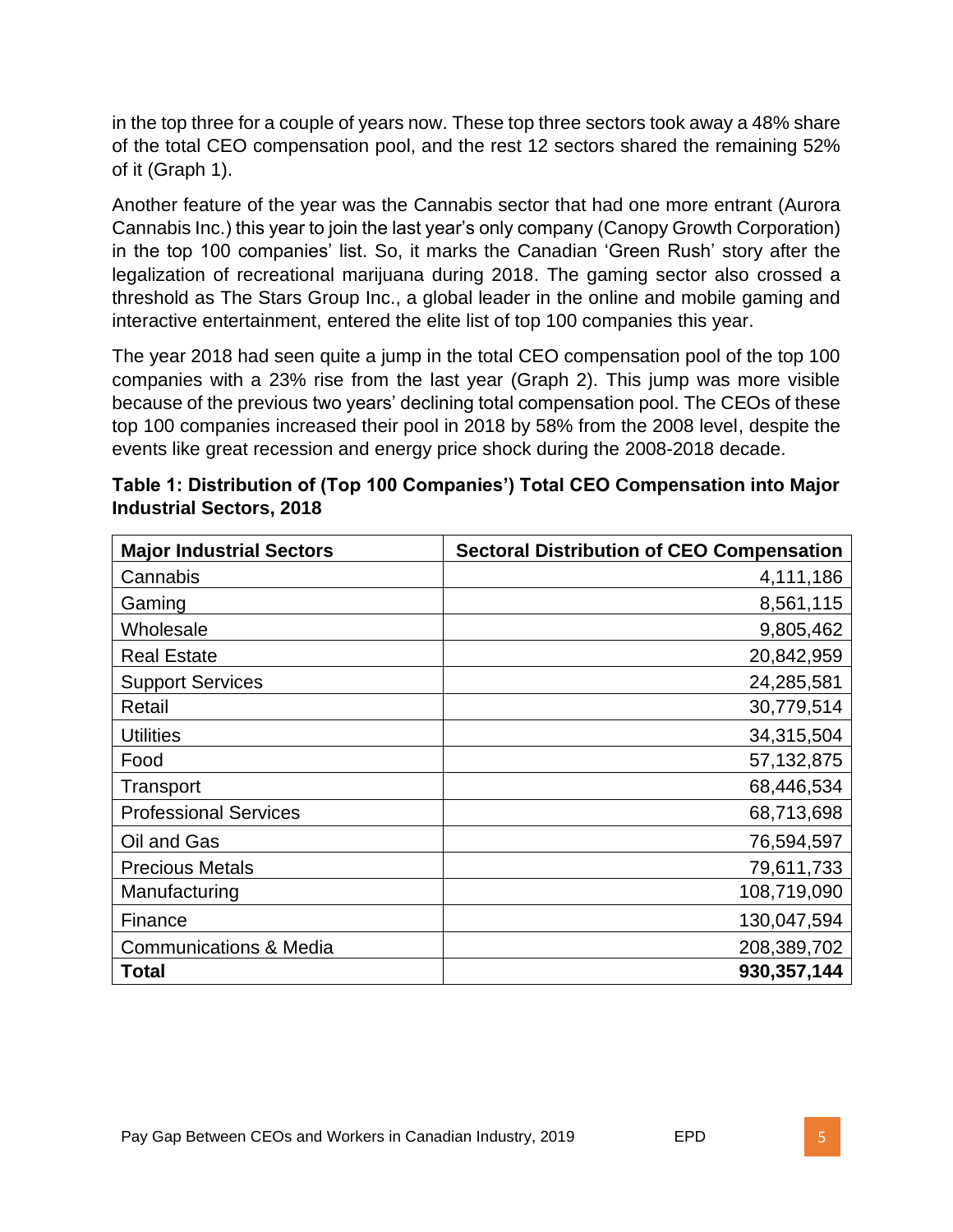in the top three for a couple of years now. These top three sectors took away a 48% share of the total CEO compensation pool, and the rest 12 sectors shared the remaining 52% of it (Graph 1).

Another feature of the year was the Cannabis sector that had one more entrant (Aurora Cannabis Inc.) this year to join the last year's only company (Canopy Growth Corporation) in the top 100 companies' list. So, it marks the Canadian 'Green Rush' story after the legalization of recreational marijuana during 2018. The gaming sector also crossed a threshold as The Stars Group Inc., a global leader in the online and mobile gaming and interactive entertainment, entered the elite list of top 100 companies this year.

The year 2018 had seen quite a jump in the total CEO compensation pool of the top 100 companies with a 23% rise from the last year (Graph 2). This jump was more visible because of the previous two years' declining total compensation pool. The CEOs of these top 100 companies increased their pool in 2018 by 58% from the 2008 level, despite the events like great recession and energy price shock during the 2008-2018 decade.

**Table 1: Distribution of (Top 100 Companies') Total CEO Compensation into Major Industrial Sectors, 2018**

| Major Industrial Sectors | Sectoral Distribution of CEO Compensation |
|---|---:|
| Cannabis | 4,111,186 |
| Gaming | 8,561,115 |
| Wholesale | 9,805,462 |
| Real Estate | 20,842,959 |
| Support Services | 24,285,581 |
| Retail | 30,779,514 |
| Utilities | 34,315,504 |
| Food | 57,132,875 |
| Transport | 68,446,534 |
| Professional Services | 68,713,698 |
| Oil and Gas | 76,594,597 |
| Precious Metals | 79,611,733 |
| Manufacturing | 108,719,090 |
| Finance | 130,047,594 |
| Communications & Media | 208,389,702 |
| **Total** | **930,357,144** |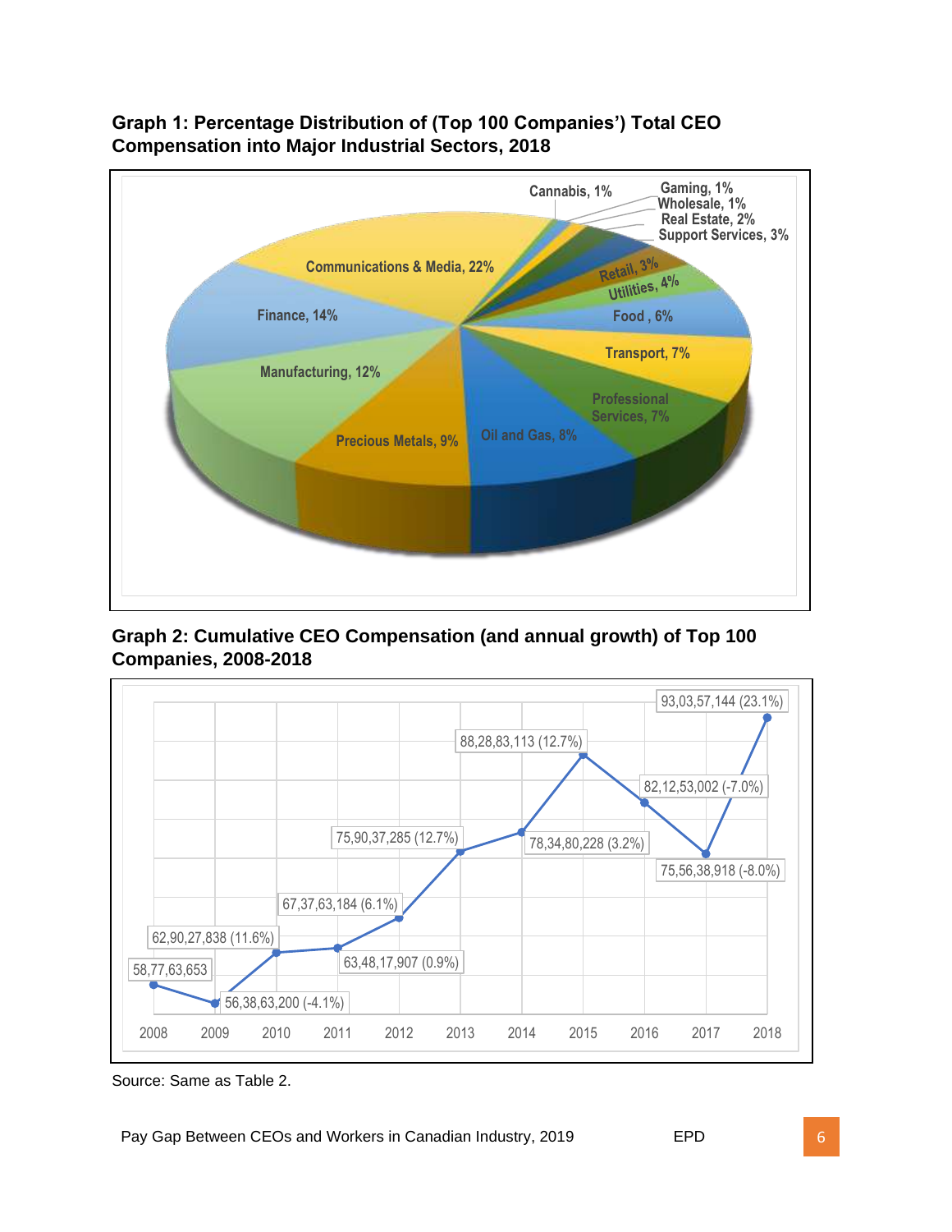**Graph 1: Percentage Distribution of (Top 100 Companies') Total CEO Compensation into Major Industrial Sectors, 2018**

| Sector | Share |
|---|---|
| Communications & Media | 22% |
| Finance | 14% |
| Manufacturing | 12% |
| Precious Metals | 9% |
| Oil and Gas | 8% |
| Professional Services | 7% |
| Transport | 7% |
| Food | 6% |
| Utilities | 4% |
| Retail | 3% |
| Support Services | 3% |
| Real Estate | 2% |
| Wholesale | 1% |
| Gaming | 1% |
| Cannabis | 1% |

**Graph 2: Cumulative CEO Compensation (and annual growth) of Top 100 Companies, 2008-2018**

| Year | Cumulative CEO Compensation (annual growth) |
|---|---|
| 2008 | 58,77,63,653 |
| 2009 | 56,38,63,200 (-4.1%) |
| 2010 | 62,90,27,838 (11.6%) |
| 2011 | 63,48,17,907 (0.9%) |
| 2012 | 67,37,63,184 (6.1%) |
| 2013 | 75,90,37,285 (12.7%) |
| 2014 | 78,34,80,228 (3.2%) |
| 2015 | 88,28,83,113 (12.7%) |
| 2016 | 82,12,53,002 (-7.0%) |
| 2017 | 75,56,38,918 (-8.0%) |
| 2018 | 93,03,57,144 (23.1%) |

Source: Same as Table 2.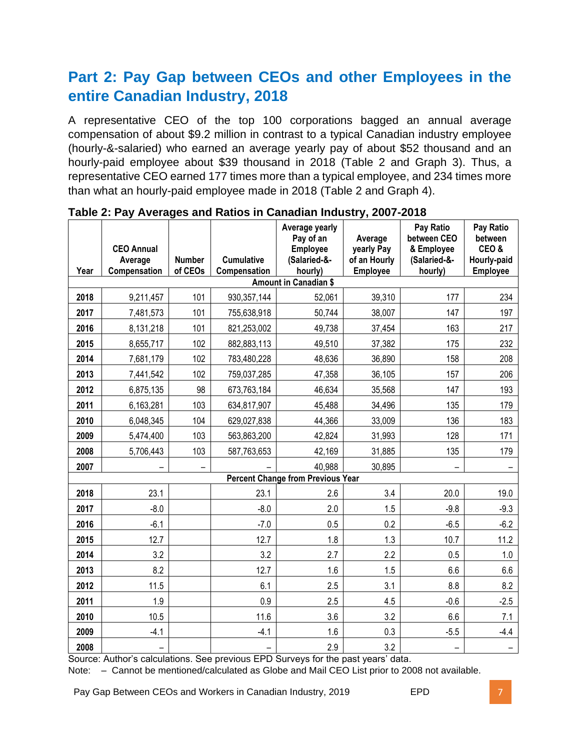## Part 2: Pay Gap between CEOs and other Employees in the entire Canadian Industry, 2018

A representative CEO of the top 100 corporations bagged an annual average compensation of about $9.2 million in contrast to a typical Canadian industry employee (hourly-&-salaried) who earned an average yearly pay of about $52 thousand and an hourly-paid employee about $39 thousand in 2018 (Table 2 and Graph 3). Thus, a representative CEO earned 177 times more than a typical employee, and 234 times more than what an hourly-paid employee made in 2018 (Table 2 and Graph 4).

**Table 2: Pay Averages and Ratios in Canadian Industry, 2007-2018**

| Year | CEO Annual Average Compensation | Number of CEOs | Cumulative Compensation | Average yearly Pay of an Employee (Salaried-&-hourly) | Average yearly Pay of an Hourly Employee | Pay Ratio between CEO & Employee (Salaried-&-hourly) | Pay Ratio between CEO & Hourly-paid Employee |
|---|---|---|---|---|---|---|---|
| | | | | **Amount in Canadian $** | | | |
| **2018** | 9,211,457 | 101 | 930,357,144 | 52,061 | 39,310 | 177 | 234 |
| **2017** | 7,481,573 | 101 | 755,638,918 | 50,744 | 38,007 | 147 | 197 |
| **2016** | 8,131,218 | 101 | 821,253,002 | 49,738 | 37,454 | 163 | 217 |
| **2015** | 8,655,717 | 102 | 882,883,113 | 49,510 | 37,382 | 175 | 232 |
| **2014** | 7,681,179 | 102 | 783,480,228 | 48,636 | 36,890 | 158 | 208 |
| **2013** | 7,441,542 | 102 | 759,037,285 | 47,358 | 36,105 | 157 | 206 |
| **2012** | 6,875,135 | 98 | 673,763,184 | 46,634 | 35,568 | 147 | 193 |
| **2011** | 6,163,281 | 103 | 634,817,907 | 45,488 | 34,496 | 135 | 179 |
| **2010** | 6,048,345 | 104 | 629,027,838 | 44,366 | 33,009 | 136 | 183 |
| **2009** | 5,474,400 | 103 | 563,863,200 | 42,824 | 31,993 | 128 | 171 |
| **2008** | 5,706,443 | 103 | 587,763,653 | 42,169 | 31,885 | 135 | 179 |
| **2007** | – | – | – | 40,988 | 30,895 | – | – |
| | | | | **Percent Change from Previous Year** | | | |
| **2018** | 23.1 | | 23.1 | 2.6 | 3.4 | 20.0 | 19.0 |
| **2017** | -8.0 | | -8.0 | 2.0 | 1.5 | -9.8 | -9.3 |
| **2016** | -6.1 | | -7.0 | 0.5 | 0.2 | -6.5 | -6.2 |
| **2015** | 12.7 | | 12.7 | 1.8 | 1.3 | 10.7 | 11.2 |
| **2014** | 3.2 | | 3.2 | 2.7 | 2.2 | 0.5 | 1.0 |
| **2013** | 8.2 | | 12.7 | 1.6 | 1.5 | 6.6 | 6.6 |
| **2012** | 11.5 | | 6.1 | 2.5 | 3.1 | 8.8 | 8.2 |
| **2011** | 1.9 | | 0.9 | 2.5 | 4.5 | -0.6 | -2.5 |
| **2010** | 10.5 | | 11.6 | 3.6 | 3.2 | 6.6 | 7.1 |
| **2009** | -4.1 | | -4.1 | 1.6 | 0.3 | -5.5 | -4.4 |
| **2008** | – | | – | 2.9 | 3.2 | – | – |

Source: Author's calculations. See previous EPD Surveys for the past years' data.

Note: – Cannot be mentioned/calculated as Globe and Mail CEO List prior to 2008 not available.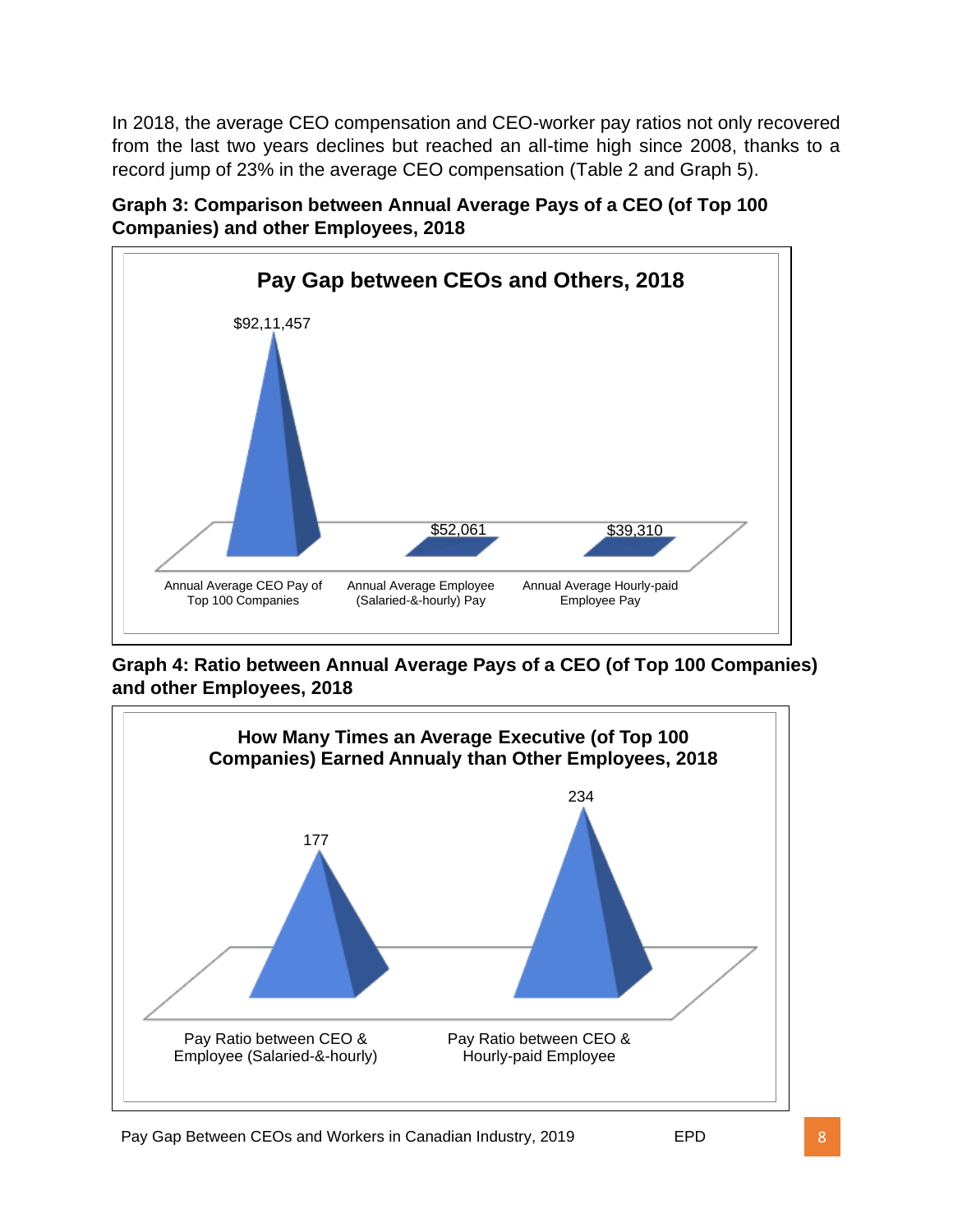In 2018, the average CEO compensation and CEO-worker pay ratios not only recovered from the last two years declines but reached an all-time high since 2008, thanks to a record jump of 23% in the average CEO compensation (Table 2 and Graph 5).

**Graph 3: Comparison between Annual Average Pays of a CEO (of Top 100 Companies) and other Employees, 2018**

**Pay Gap between CEOs and Others, 2018**

| Category | Value |
|---|---|
| Annual Average CEO Pay of Top 100 Companies | $92,11,457 |
| Annual Average Employee (Salaried-&-hourly) Pay | $52,061 |
| Annual Average Hourly-paid Employee Pay | $39,310 |

**Graph 4: Ratio between Annual Average Pays of a CEO (of Top 100 Companies) and other Employees, 2018**

**How Many Times an Average Executive (of Top 100 Companies) Earned Annualy than Other Employees, 2018**

| Category | Value |
|---|---|
| Pay Ratio between CEO & Employee (Salaried-&-hourly) | 177 |
| Pay Ratio between CEO & Hourly-paid Employee | 234 |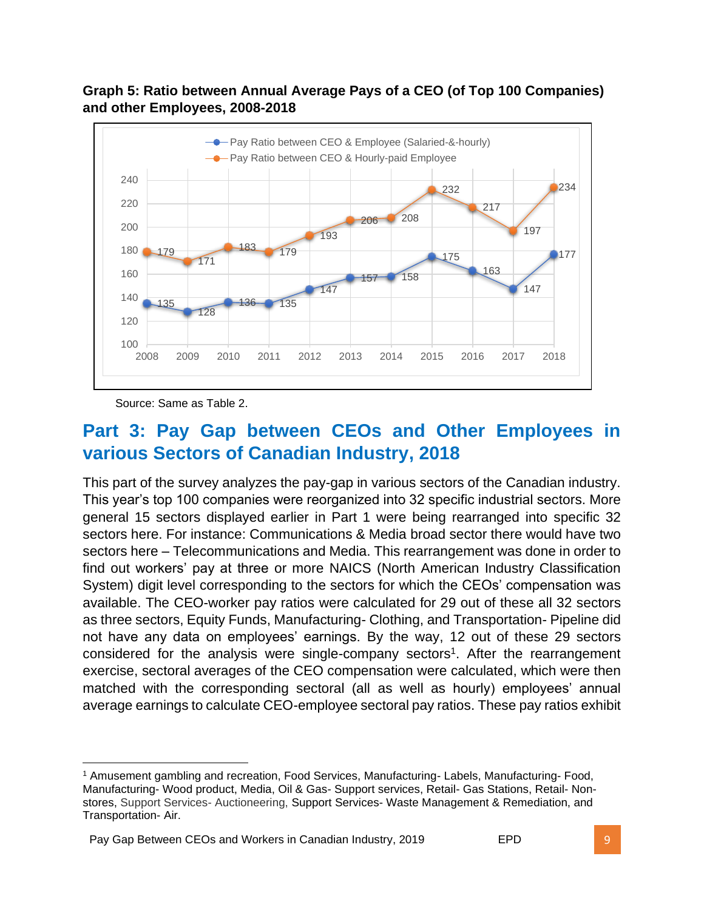**Graph 5: Ratio between Annual Average Pays of a CEO (of Top 100 Companies) and other Employees, 2008-2018**

| Year | Pay Ratio between CEO & Employee (Salaried-&-hourly) | Pay Ratio between CEO & Hourly-paid Employee |
|---|---|---|
| 2008 | 135 | 179 |
| 2009 | 128 | 171 |
| 2010 | 136 | 183 |
| 2011 | 135 | 179 |
| 2012 | 147 | 193 |
| 2013 | 157 | 206 |
| 2014 | 158 | 208 |
| 2015 | 175 | 232 |
| 2016 | 163 | 217 |
| 2017 | 147 | 197 |
| 2018 | 177 | 234 |

Source: Same as Table 2.

## Part 3: Pay Gap between CEOs and Other Employees in various Sectors of Canadian Industry, 2018

This part of the survey analyzes the pay-gap in various sectors of the Canadian industry. This year's top 100 companies were reorganized into 32 specific industrial sectors. More general 15 sectors displayed earlier in Part 1 were being rearranged into specific 32 sectors here. For instance: Communications & Media broad sector there would have two sectors here – Telecommunications and Media. This rearrangement was done in order to find out workers' pay at three or more NAICS (North American Industry Classification System) digit level corresponding to the sectors for which the CEOs' compensation was available. The CEO-worker pay ratios were calculated for 29 out of these all 32 sectors as three sectors, Equity Funds, Manufacturing- Clothing, and Transportation- Pipeline did not have any data on employees' earnings. By the way, 12 out of these 29 sectors considered for the analysis were single-company sectors[1]. After the rearrangement exercise, sectoral averages of the CEO compensation were calculated, which were then matched with the corresponding sectoral (all as well as hourly) employees' annual average earnings to calculate CEO-employee sectoral pay ratios. These pay ratios exhibit

[1] Amusement gambling and recreation, Food Services, Manufacturing- Labels, Manufacturing- Food, Manufacturing- Wood product, Media, Oil & Gas- Support services, Retail- Gas Stations, Retail- Non-stores, Support Services- Auctioneering, Support Services- Waste Management & Remediation, and Transportation- Air.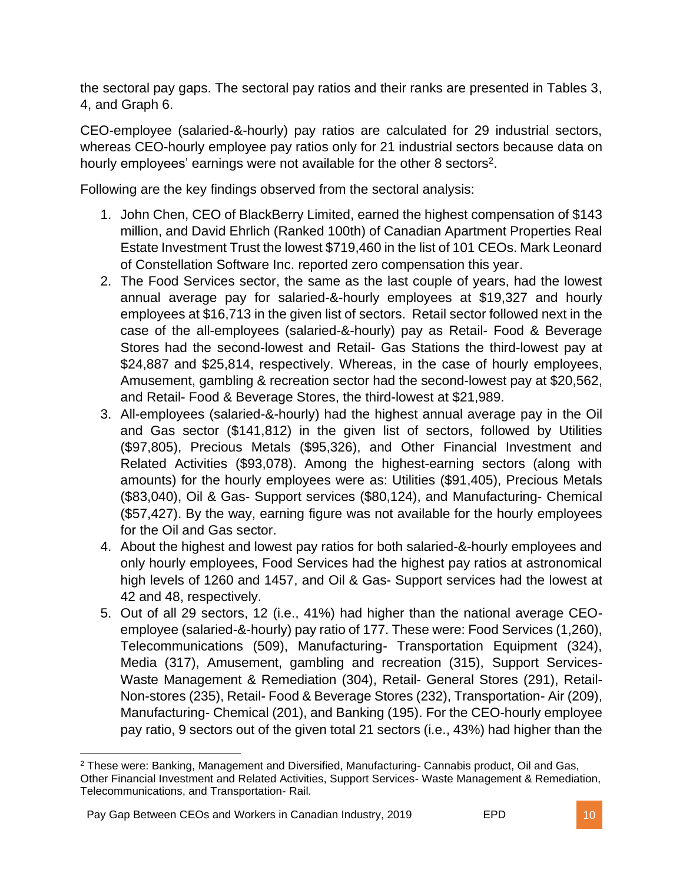the sectoral pay gaps. The sectoral pay ratios and their ranks are presented in Tables 3, 4, and Graph 6.

CEO-employee (salaried-&-hourly) pay ratios are calculated for 29 industrial sectors, whereas CEO-hourly employee pay ratios only for 21 industrial sectors because data on hourly employees' earnings were not available for the other 8 sectors[2].

Following are the key findings observed from the sectoral analysis:

1. John Chen, CEO of BlackBerry Limited, earned the highest compensation of $143 million, and David Ehrlich (Ranked 100th) of Canadian Apartment Properties Real Estate Investment Trust the lowest $719,460 in the list of 101 CEOs. Mark Leonard of Constellation Software Inc. reported zero compensation this year.
2. The Food Services sector, the same as the last couple of years, had the lowest annual average pay for salaried-&-hourly employees at $19,327 and hourly employees at $16,713 in the given list of sectors. Retail sector followed next in the case of the all-employees (salaried-&-hourly) pay as Retail- Food & Beverage Stores had the second-lowest and Retail- Gas Stations the third-lowest pay at $24,887 and $25,814, respectively. Whereas, in the case of hourly employees, Amusement, gambling & recreation sector had the second-lowest pay at $20,562, and Retail- Food & Beverage Stores, the third-lowest at $21,989.
3. All-employees (salaried-&-hourly) had the highest annual average pay in the Oil and Gas sector ($141,812) in the given list of sectors, followed by Utilities ($97,805), Precious Metals ($95,326), and Other Financial Investment and Related Activities ($93,078). Among the highest-earning sectors (along with amounts) for the hourly employees were as: Utilities ($91,405), Precious Metals ($83,040), Oil & Gas- Support services ($80,124), and Manufacturing- Chemical ($57,427). By the way, earning figure was not available for the hourly employees for the Oil and Gas sector.
4. About the highest and lowest pay ratios for both salaried-&-hourly employees and only hourly employees, Food Services had the highest pay ratios at astronomical high levels of 1260 and 1457, and Oil & Gas- Support services had the lowest at 42 and 48, respectively.
5. Out of all 29 sectors, 12 (i.e., 41%) had higher than the national average CEO-employee (salaried-&-hourly) pay ratio of 177. These were: Food Services (1,260), Telecommunications (509), Manufacturing- Transportation Equipment (324), Media (317), Amusement, gambling and recreation (315), Support Services- Waste Management & Remediation (304), Retail- General Stores (291), Retail- Non-stores (235), Retail- Food & Beverage Stores (232), Transportation- Air (209), Manufacturing- Chemical (201), and Banking (195). For the CEO-hourly employee pay ratio, 9 sectors out of the given total 21 sectors (i.e., 43%) had higher than the

[2] These were: Banking, Management and Diversified, Manufacturing- Cannabis product, Oil and Gas, Other Financial Investment and Related Activities, Support Services- Waste Management & Remediation, Telecommunications, and Transportation- Rail.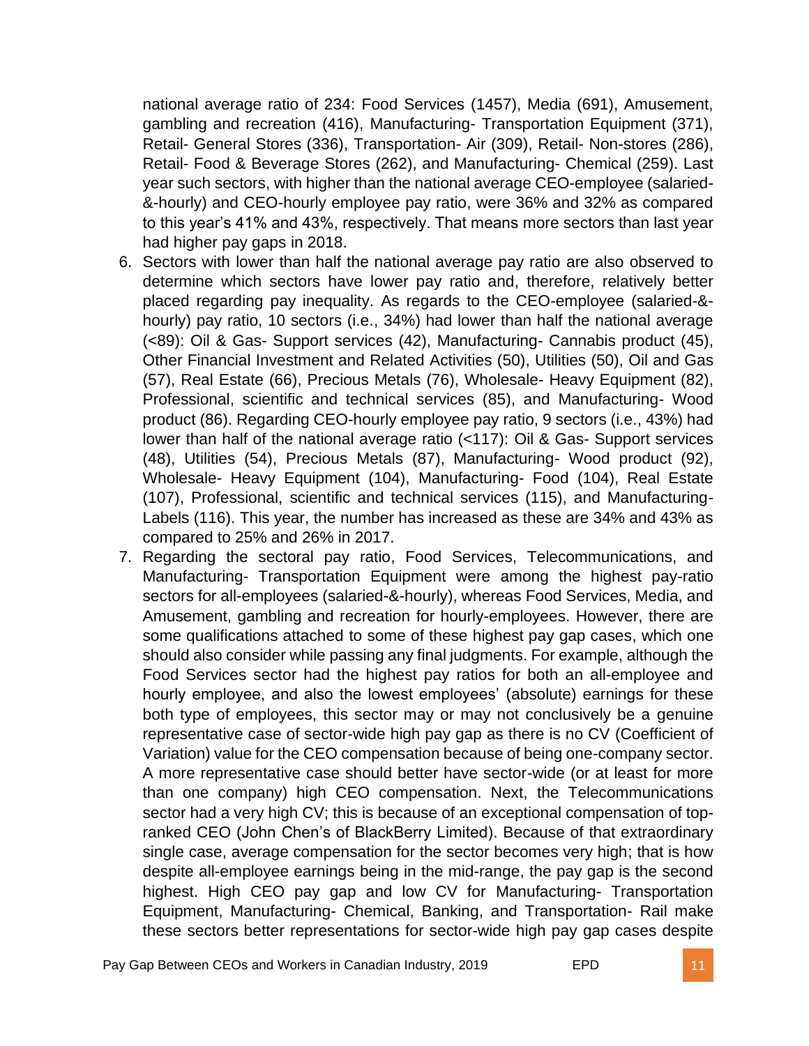national average ratio of 234: Food Services (1457), Media (691), Amusement, gambling and recreation (416), Manufacturing- Transportation Equipment (371), Retail- General Stores (336), Transportation- Air (309), Retail- Non-stores (286), Retail- Food & Beverage Stores (262), and Manufacturing- Chemical (259). Last year such sectors, with higher than the national average CEO-employee (salaried-&-hourly) and CEO-hourly employee pay ratio, were 36% and 32% as compared to this year's 41% and 43%, respectively. That means more sectors than last year had higher pay gaps in 2018.

6. Sectors with lower than half the national average pay ratio are also observed to determine which sectors have lower pay ratio and, therefore, relatively better placed regarding pay inequality. As regards to the CEO-employee (salaried-&-hourly) pay ratio, 10 sectors (i.e., 34%) had lower than half the national average (<89): Oil & Gas- Support services (42), Manufacturing- Cannabis product (45), Other Financial Investment and Related Activities (50), Utilities (50), Oil and Gas (57), Real Estate (66), Precious Metals (76), Wholesale- Heavy Equipment (82), Professional, scientific and technical services (85), and Manufacturing- Wood product (86). Regarding CEO-hourly employee pay ratio, 9 sectors (i.e., 43%) had lower than half of the national average ratio (<117): Oil & Gas- Support services (48), Utilities (54), Precious Metals (87), Manufacturing- Wood product (92), Wholesale- Heavy Equipment (104), Manufacturing- Food (104), Real Estate (107), Professional, scientific and technical services (115), and Manufacturing- Labels (116). This year, the number has increased as these are 34% and 43% as compared to 25% and 26% in 2017.

7. Regarding the sectoral pay ratio, Food Services, Telecommunications, and Manufacturing- Transportation Equipment were among the highest pay-ratio sectors for all-employees (salaried-&-hourly), whereas Food Services, Media, and Amusement, gambling and recreation for hourly-employees. However, there are some qualifications attached to some of these highest pay gap cases, which one should also consider while passing any final judgments. For example, although the Food Services sector had the highest pay ratios for both an all-employee and hourly employee, and also the lowest employees' (absolute) earnings for these both type of employees, this sector may or may not conclusively be a genuine representative case of sector-wide high pay gap as there is no CV (Coefficient of Variation) value for the CEO compensation because of being one-company sector. A more representative case should better have sector-wide (or at least for more than one company) high CEO compensation. Next, the Telecommunications sector had a very high CV; this is because of an exceptional compensation of top-ranked CEO (John Chen's of BlackBerry Limited). Because of that extraordinary single case, average compensation for the sector becomes very high; that is how despite all-employee earnings being in the mid-range, the pay gap is the second highest. High CEO pay gap and low CV for Manufacturing- Transportation Equipment, Manufacturing- Chemical, Banking, and Transportation- Rail make these sectors better representations for sector-wide high pay gap cases despite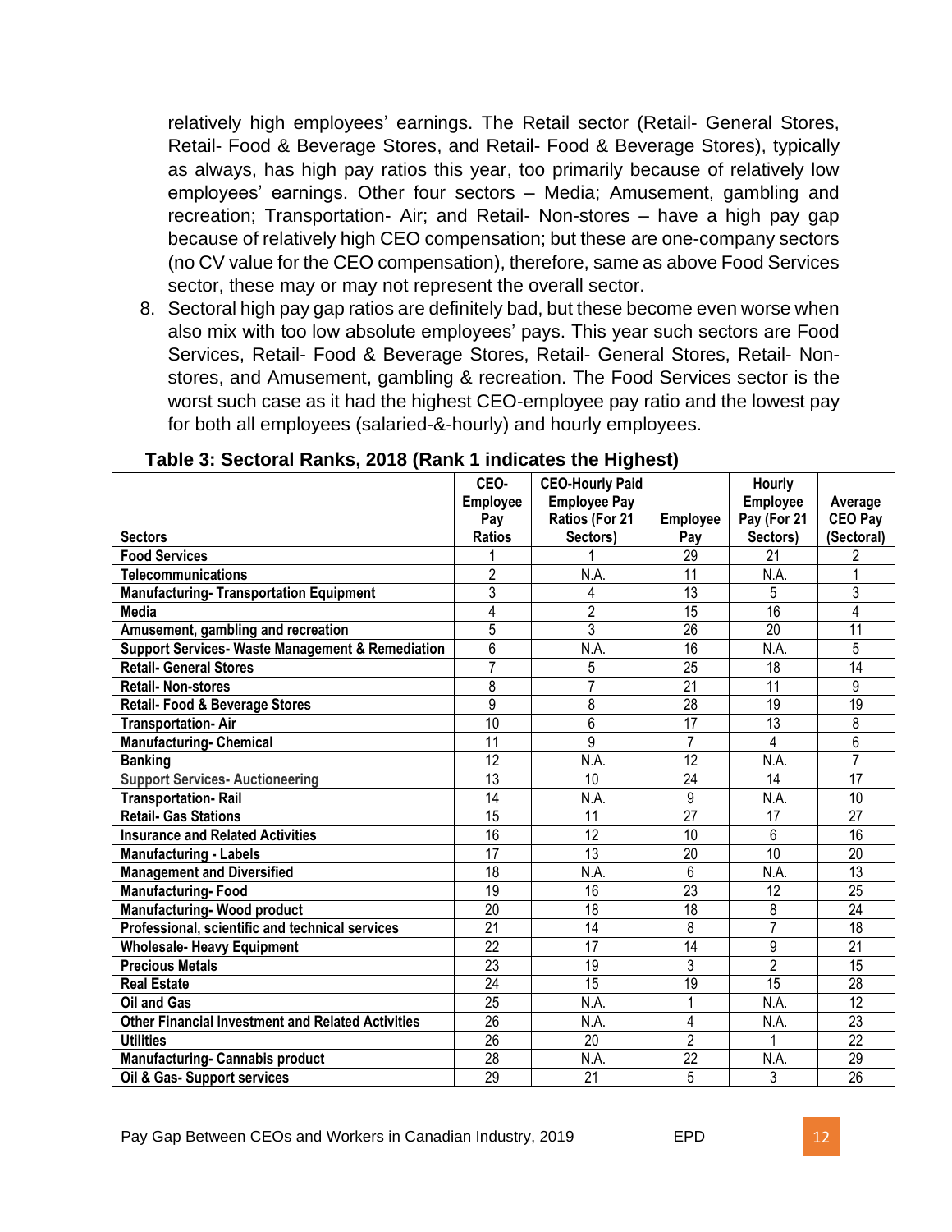relatively high employees' earnings. The Retail sector (Retail- General Stores, Retail- Food & Beverage Stores, and Retail- Food & Beverage Stores), typically as always, has high pay ratios this year, too primarily because of relatively low employees' earnings. Other four sectors – Media; Amusement, gambling and recreation; Transportation- Air; and Retail- Non-stores – have a high pay gap because of relatively high CEO compensation; but these are one-company sectors (no CV value for the CEO compensation), therefore, same as above Food Services sector, these may or may not represent the overall sector.

8. Sectoral high pay gap ratios are definitely bad, but these become even worse when also mix with too low absolute employees' pays. This year such sectors are Food Services, Retail- Food & Beverage Stores, Retail- General Stores, Retail- Non-stores, and Amusement, gambling & recreation. The Food Services sector is the worst such case as it had the highest CEO-employee pay ratio and the lowest pay for both all employees (salaried-&-hourly) and hourly employees.

**Table 3: Sectoral Ranks, 2018 (Rank 1 indicates the Highest)**

| Sectors | CEO-Employee Pay Ratios | CEO-Hourly Paid Employee Pay Ratios (For 21 Sectors) | Employee Pay | Hourly Employee Pay (For 21 Sectors) | Average CEO Pay (Sectoral) |
|---|---|---|---|---|---|
| Food Services | 1 | 1 | 29 | 21 | 2 |
| Telecommunications | 2 | N.A. | 11 | N.A. | 1 |
| Manufacturing- Transportation Equipment | 3 | 4 | 13 | 5 | 3 |
| Media | 4 | 2 | 15 | 16 | 4 |
| Amusement, gambling and recreation | 5 | 3 | 26 | 20 | 11 |
| Support Services- Waste Management & Remediation | 6 | N.A. | 16 | N.A. | 5 |
| Retail- General Stores | 7 | 5 | 25 | 18 | 14 |
| Retail- Non-stores | 8 | 7 | 21 | 11 | 9 |
| Retail- Food & Beverage Stores | 9 | 8 | 28 | 19 | 19 |
| Transportation- Air | 10 | 6 | 17 | 13 | 8 |
| Manufacturing- Chemical | 11 | 9 | 7 | 4 | 6 |
| Banking | 12 | N.A. | 12 | N.A. | 7 |
| Support Services- Auctioneering | 13 | 10 | 24 | 14 | 17 |
| Transportation- Rail | 14 | N.A. | 9 | N.A. | 10 |
| Retail- Gas Stations | 15 | 11 | 27 | 17 | 27 |
| Insurance and Related Activities | 16 | 12 | 10 | 6 | 16 |
| Manufacturing - Labels | 17 | 13 | 20 | 10 | 20 |
| Management and Diversified | 18 | N.A. | 6 | N.A. | 13 |
| Manufacturing- Food | 19 | 16 | 23 | 12 | 25 |
| Manufacturing- Wood product | 20 | 18 | 18 | 8 | 24 |
| Professional, scientific and technical services | 21 | 14 | 8 | 7 | 18 |
| Wholesale- Heavy Equipment | 22 | 17 | 14 | 9 | 21 |
| Precious Metals | 23 | 19 | 3 | 2 | 15 |
| Real Estate | 24 | 15 | 19 | 15 | 28 |
| Oil and Gas | 25 | N.A. | 1 | N.A. | 12 |
| Other Financial Investment and Related Activities | 26 | N.A. | 4 | N.A. | 23 |
| Utilities | 26 | 20 | 2 | 1 | 22 |
| Manufacturing- Cannabis product | 28 | N.A. | 22 | N.A. | 29 |
| Oil & Gas- Support services | 29 | 21 | 5 | 3 | 26 |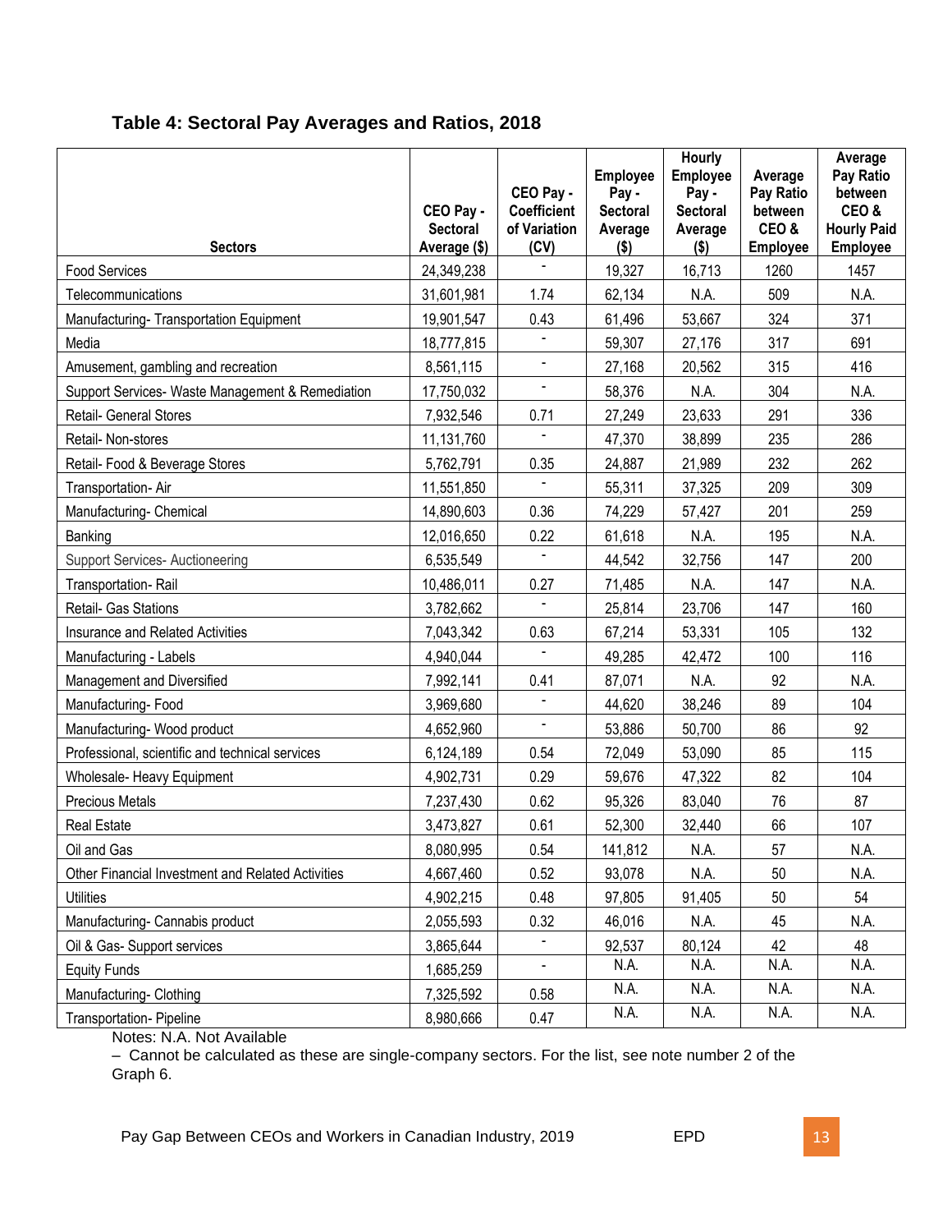### Table 4: Sectoral Pay Averages and Ratios, 2018

| Sectors | CEO Pay - Sectoral Average ($) | CEO Pay - Coefficient of Variation (CV) | Employee Pay - Sectoral Average ($) | Hourly Employee Pay - Sectoral Average ($) | Average Pay Ratio between CEO & Employee | Average Pay Ratio between CEO & Hourly Paid Employee |
|---|---|---|---|---|---|---|
| Food Services | 24,349,238 | - | 19,327 | 16,713 | 1260 | 1457 |
| Telecommunications | 31,601,981 | 1.74 | 62,134 | N.A. | 509 | N.A. |
| Manufacturing- Transportation Equipment | 19,901,547 | 0.43 | 61,496 | 53,667 | 324 | 371 |
| Media | 18,777,815 | - | 59,307 | 27,176 | 317 | 691 |
| Amusement, gambling and recreation | 8,561,115 | - | 27,168 | 20,562 | 315 | 416 |
| Support Services- Waste Management & Remediation | 17,750,032 | - | 58,376 | N.A. | 304 | N.A. |
| Retail- General Stores | 7,932,546 | 0.71 | 27,249 | 23,633 | 291 | 336 |
| Retail- Non-stores | 11,131,760 | - | 47,370 | 38,899 | 235 | 286 |
| Retail- Food & Beverage Stores | 5,762,791 | 0.35 | 24,887 | 21,989 | 232 | 262 |
| Transportation- Air | 11,551,850 | - | 55,311 | 37,325 | 209 | 309 |
| Manufacturing- Chemical | 14,890,603 | 0.36 | 74,229 | 57,427 | 201 | 259 |
| Banking | 12,016,650 | 0.22 | 61,618 | N.A. | 195 | N.A. |
| Support Services- Auctioneering | 6,535,549 | - | 44,542 | 32,756 | 147 | 200 |
| Transportation- Rail | 10,486,011 | 0.27 | 71,485 | N.A. | 147 | N.A. |
| Retail- Gas Stations | 3,782,662 | - | 25,814 | 23,706 | 147 | 160 |
| Insurance and Related Activities | 7,043,342 | 0.63 | 67,214 | 53,331 | 105 | 132 |
| Manufacturing - Labels | 4,940,044 | - | 49,285 | 42,472 | 100 | 116 |
| Management and Diversified | 7,992,141 | 0.41 | 87,071 | N.A. | 92 | N.A. |
| Manufacturing- Food | 3,969,680 | - | 44,620 | 38,246 | 89 | 104 |
| Manufacturing- Wood product | 4,652,960 | - | 53,886 | 50,700 | 86 | 92 |
| Professional, scientific and technical services | 6,124,189 | 0.54 | 72,049 | 53,090 | 85 | 115 |
| Wholesale- Heavy Equipment | 4,902,731 | 0.29 | 59,676 | 47,322 | 82 | 104 |
| Precious Metals | 7,237,430 | 0.62 | 95,326 | 83,040 | 76 | 87 |
| Real Estate | 3,473,827 | 0.61 | 52,300 | 32,440 | 66 | 107 |
| Oil and Gas | 8,080,995 | 0.54 | 141,812 | N.A. | 57 | N.A. |
| Other Financial Investment and Related Activities | 4,667,460 | 0.52 | 93,078 | N.A. | 50 | N.A. |
| Utilities | 4,902,215 | 0.48 | 97,805 | 91,405 | 50 | 54 |
| Manufacturing- Cannabis product | 2,055,593 | 0.32 | 46,016 | N.A. | 45 | N.A. |
| Oil & Gas- Support services | 3,865,644 | - | 92,537 | 80,124 | 42 | 48 |
| Equity Funds | 1,685,259 | - | N.A. | N.A. | N.A. | N.A. |
| Manufacturing- Clothing | 7,325,592 | 0.58 | N.A. | N.A. | N.A. | N.A. |
| Transportation- Pipeline | 8,980,666 | 0.47 | N.A. | N.A. | N.A. | N.A. |

Notes: N.A. Not Available

– Cannot be calculated as these are single-company sectors. For the list, see note number 2 of the Graph 6.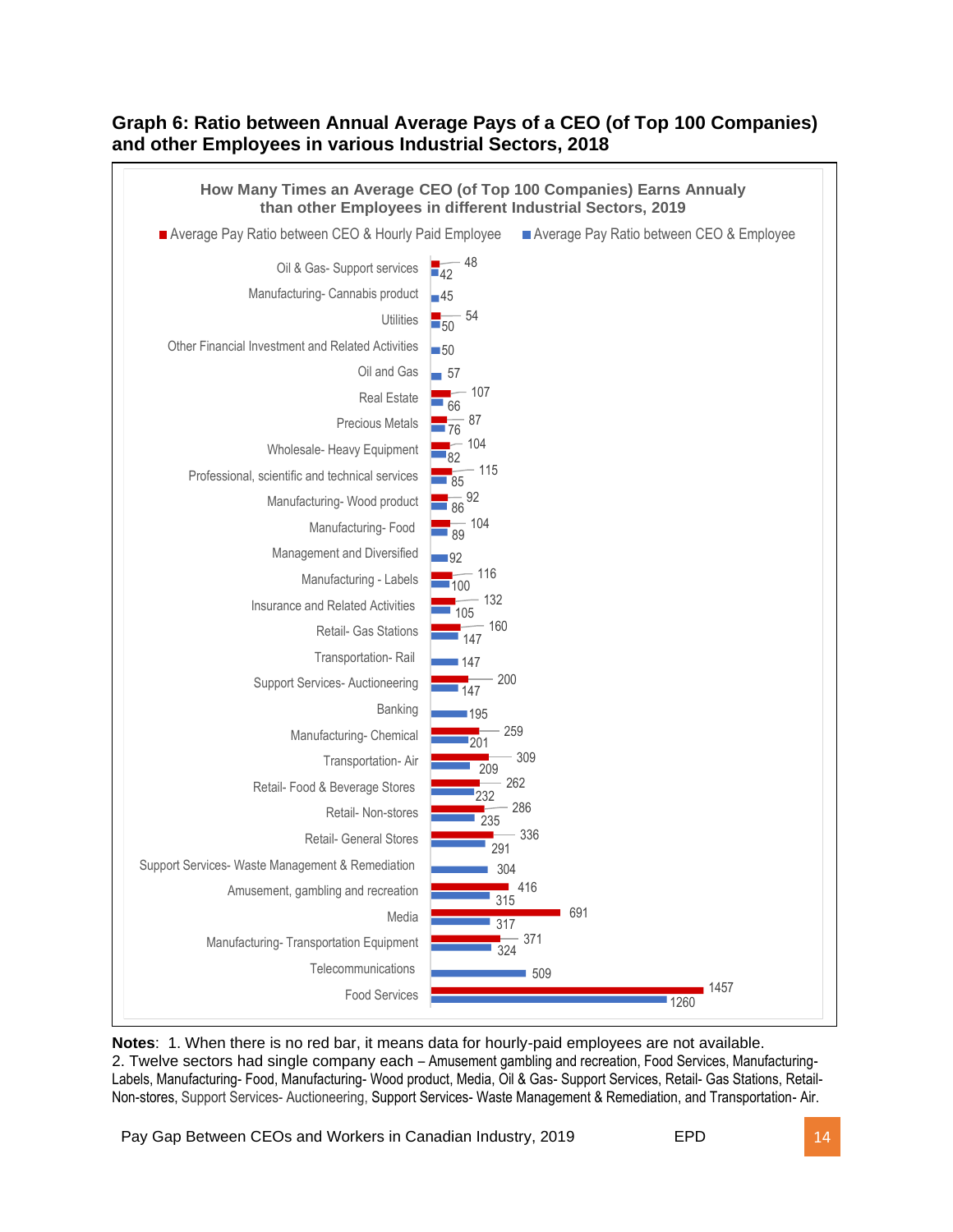**Graph 6: Ratio between Annual Average Pays of a CEO (of Top 100 Companies) and other Employees in various Industrial Sectors, 2018**

How Many Times an Average CEO (of Top 100 Companies) Earns Annualy than other Employees in different Industrial Sectors, 2019

| Sector | Average Pay Ratio between CEO & Hourly Paid Employee | Average Pay Ratio between CEO & Employee |
|---|---|---|
| Oil & Gas- Support services | 48 | 42 |
| Manufacturing- Cannabis product | | 45 |
| Utilities | 54 | 50 |
| Other Financial Investment and Related Activities | | 50 |
| Oil and Gas | | 57 |
| Real Estate | 107 | 66 |
| Precious Metals | 87 | 76 |
| Wholesale- Heavy Equipment | 104 | 82 |
| Professional, scientific and technical services | 115 | 85 |
| Manufacturing- Wood product | 92 | 86 |
| Manufacturing- Food | 104 | 89 |
| Management and Diversified | | 92 |
| Manufacturing - Labels | 116 | 100 |
| Insurance and Related Activities | 132 | 105 |
| Retail- Gas Stations | 160 | 147 |
| Transportation- Rail | | 147 |
| Support Services- Auctioneering | 200 | 147 |
| Banking | | 195 |
| Manufacturing- Chemical | 259 | 201 |
| Transportation- Air | 309 | 209 |
| Retail- Food & Beverage Stores | 262 | 232 |
| Retail- Non-stores | 286 | 235 |
| Retail- General Stores | 336 | 291 |
| Support Services- Waste Management & Remediation | | 304 |
| Amusement, gambling and recreation | 416 | 315 |
| Media | 691 | 317 |
| Manufacturing- Transportation Equipment | 371 | 324 |
| Telecommunications | | 509 |
| Food Services | 1457 | 1260 |

**Notes**: 1. When there is no red bar, it means data for hourly-paid employees are not available.
2. Twelve sectors had single company each – Amusement gambling and recreation, Food Services, Manufacturing- Labels, Manufacturing- Food, Manufacturing- Wood product, Media, Oil & Gas- Support Services, Retail- Gas Stations, Retail- Non-stores, Support Services- Auctioneering, Support Services- Waste Management & Remediation, and Transportation- Air.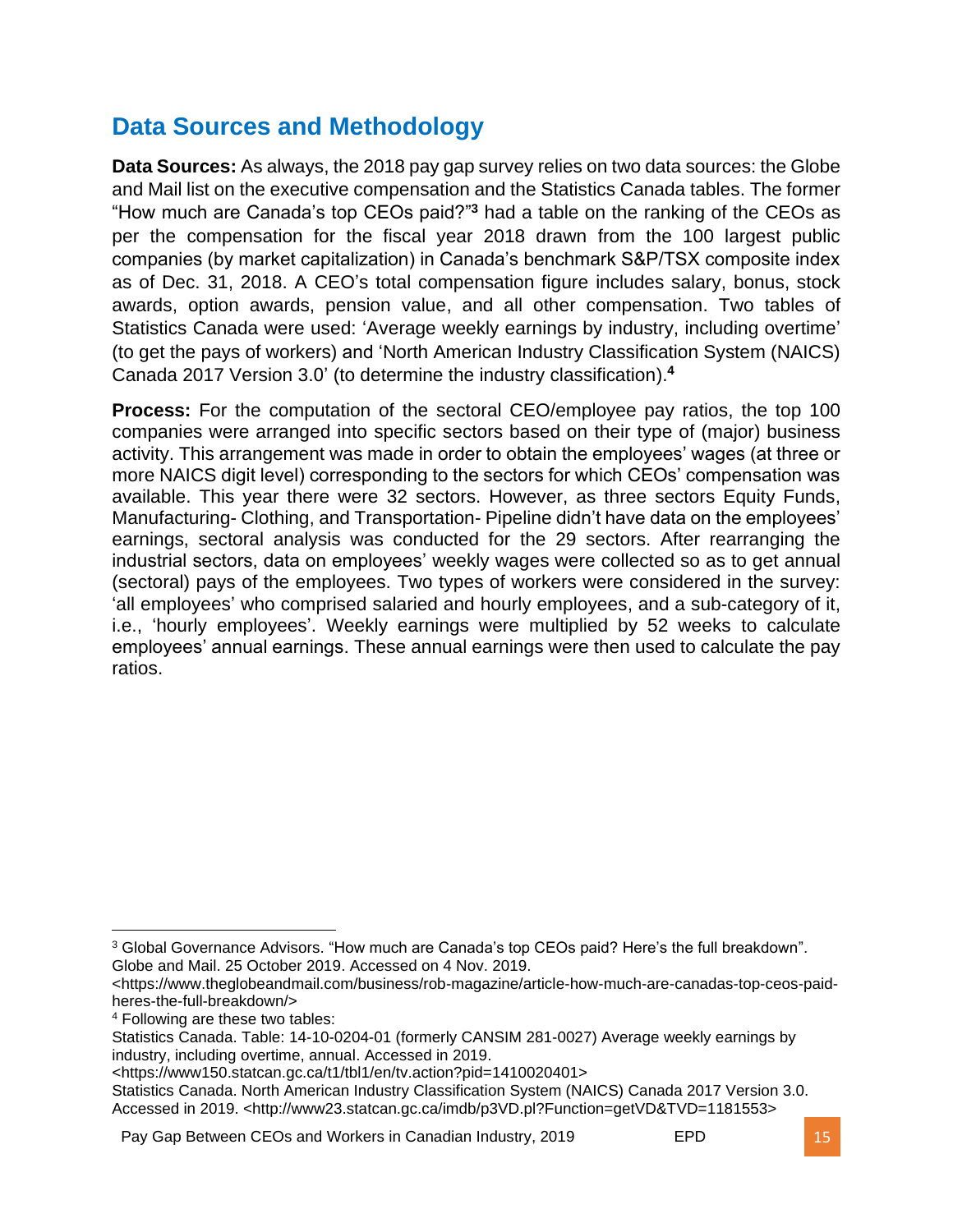## Data Sources and Methodology

**Data Sources:** As always, the 2018 pay gap survey relies on two data sources: the Globe and Mail list on the executive compensation and the Statistics Canada tables. The former "How much are Canada's top CEOs paid?"[3] had a table on the ranking of the CEOs as per the compensation for the fiscal year 2018 drawn from the 100 largest public companies (by market capitalization) in Canada's benchmark S&P/TSX composite index as of Dec. 31, 2018. A CEO's total compensation figure includes salary, bonus, stock awards, option awards, pension value, and all other compensation. Two tables of Statistics Canada were used: 'Average weekly earnings by industry, including overtime' (to get the pays of workers) and 'North American Industry Classification System (NAICS) Canada 2017 Version 3.0' (to determine the industry classification).[4]

**Process:** For the computation of the sectoral CEO/employee pay ratios, the top 100 companies were arranged into specific sectors based on their type of (major) business activity. This arrangement was made in order to obtain the employees' wages (at three or more NAICS digit level) corresponding to the sectors for which CEOs' compensation was available. This year there were 32 sectors. However, as three sectors Equity Funds, Manufacturing- Clothing, and Transportation- Pipeline didn't have data on the employees' earnings, sectoral analysis was conducted for the 29 sectors. After rearranging the industrial sectors, data on employees' weekly wages were collected so as to get annual (sectoral) pays of the employees. Two types of workers were considered in the survey: 'all employees' who comprised salaried and hourly employees, and a sub-category of it, i.e., 'hourly employees'. Weekly earnings were multiplied by 52 weeks to calculate employees' annual earnings. These annual earnings were then used to calculate the pay ratios.

---

[3] Global Governance Advisors. "How much are Canada's top CEOs paid? Here's the full breakdown". Globe and Mail. 25 October 2019. Accessed on 4 Nov. 2019. <https://www.theglobeandmail.com/business/rob-magazine/article-how-much-are-canadas-top-ceos-paid-heres-the-full-breakdown/>

[4] Following are these two tables:
Statistics Canada. Table: 14-10-0204-01 (formerly CANSIM 281-0027) Average weekly earnings by industry, including overtime, annual. Accessed in 2019. <https://www150.statcan.gc.ca/t1/tbl1/en/tv.action?pid=1410020401>
Statistics Canada. North American Industry Classification System (NAICS) Canada 2017 Version 3.0. Accessed in 2019. <http://www23.statcan.gc.ca/imdb/p3VD.pl?Function=getVD&TVD=1181553>